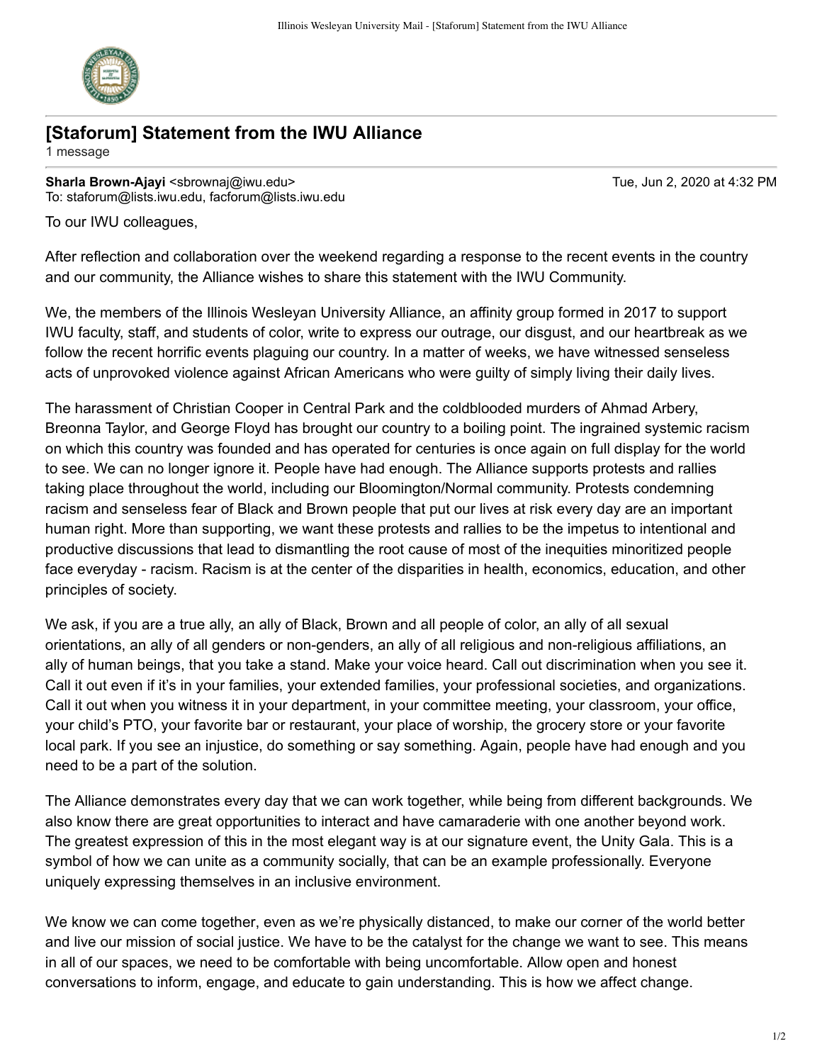## [Staforum] Statement from the IWU Alliance

1 message

**Sharla Brown-Ajayi** <sbrownaj@iwu.edu>  
To: staforum@lists.iwu.edu, facforum@lists.iwu.edu

Tue, Jun 2, 2020 at 4:32 PM

To our IWU colleagues,

After reflection and collaboration over the weekend regarding a response to the recent events in the country and our community, the Alliance wishes to share this statement with the IWU Community.

We, the members of the Illinois Wesleyan University Alliance, an affinity group formed in 2017 to support IWU faculty, staff, and students of color, write to express our outrage, our disgust, and our heartbreak as we follow the recent horrific events plaguing our country. In a matter of weeks, we have witnessed senseless acts of unprovoked violence against African Americans who were guilty of simply living their daily lives.

The harassment of Christian Cooper in Central Park and the coldblooded murders of Ahmad Arbery, Breonna Taylor, and George Floyd has brought our country to a boiling point. The ingrained systemic racism on which this country was founded and has operated for centuries is once again on full display for the world to see. We can no longer ignore it. People have had enough. The Alliance supports protests and rallies taking place throughout the world, including our Bloomington/Normal community. Protests condemning racism and senseless fear of Black and Brown people that put our lives at risk every day are an important human right. More than supporting, we want these protests and rallies to be the impetus to intentional and productive discussions that lead to dismantling the root cause of most of the inequities minoritized people face everyday - racism. Racism is at the center of the disparities in health, economics, education, and other principles of society.

We ask, if you are a true ally, an ally of Black, Brown and all people of color, an ally of all sexual orientations, an ally of all genders or non-genders, an ally of all religious and non-religious affiliations, an ally of human beings, that you take a stand. Make your voice heard. Call out discrimination when you see it. Call it out even if it's in your families, your extended families, your professional societies, and organizations. Call it out when you witness it in your department, in your committee meeting, your classroom, your office, your child's PTO, your favorite bar or restaurant, your place of worship, the grocery store or your favorite local park. If you see an injustice, do something or say something. Again, people have had enough and you need to be a part of the solution.

The Alliance demonstrates every day that we can work together, while being from different backgrounds. We also know there are great opportunities to interact and have camaraderie with one another beyond work. The greatest expression of this in the most elegant way is at our signature event, the Unity Gala. This is a symbol of how we can unite as a community socially, that can be an example professionally. Everyone uniquely expressing themselves in an inclusive environment.

We know we can come together, even as we're physically distanced, to make our corner of the world better and live our mission of social justice. We have to be the catalyst for the change we want to see. This means in all of our spaces, we need to be comfortable with being uncomfortable. Allow open and honest conversations to inform, engage, and educate to gain understanding. This is how we affect change.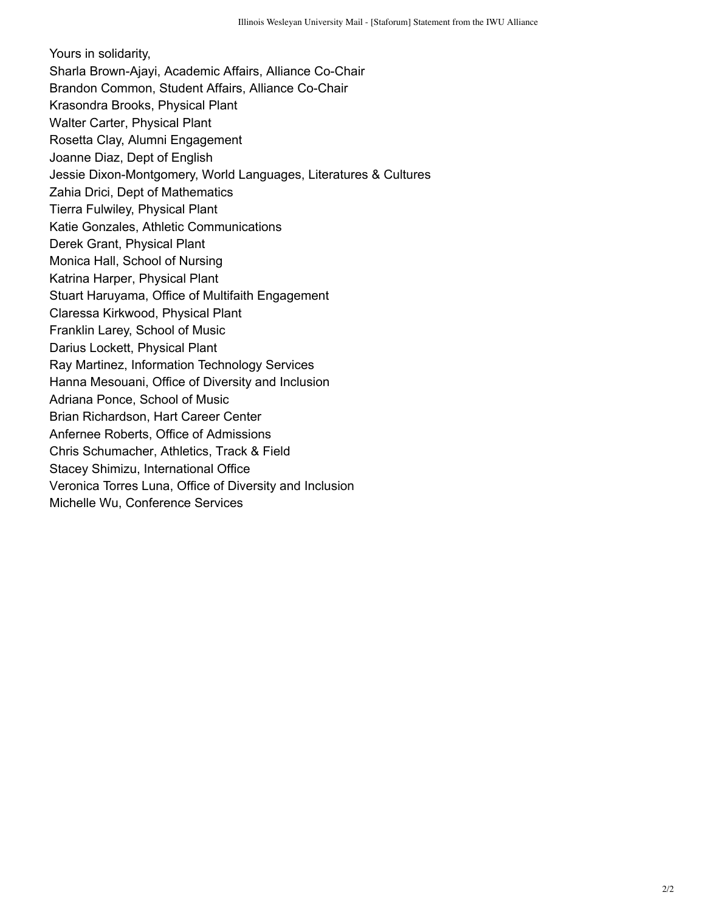Yours in solidarity,  
Sharla Brown-Ajayi, Academic Affairs, Alliance Co-Chair  
Brandon Common, Student Affairs, Alliance Co-Chair  
Krasondra Brooks, Physical Plant  
Walter Carter, Physical Plant  
Rosetta Clay, Alumni Engagement  
Joanne Diaz, Dept of English  
Jessie Dixon-Montgomery, World Languages, Literatures & Cultures  
Zahia Drici, Dept of Mathematics  
Tierra Fulwiley, Physical Plant  
Katie Gonzales, Athletic Communications  
Derek Grant, Physical Plant  
Monica Hall, School of Nursing  
Katrina Harper, Physical Plant  
Stuart Haruyama, Office of Multifaith Engagement  
Claressa Kirkwood, Physical Plant  
Franklin Larey, School of Music  
Darius Lockett, Physical Plant  
Ray Martinez, Information Technology Services  
Hanna Mesouani, Office of Diversity and Inclusion  
Adriana Ponce, School of Music  
Brian Richardson, Hart Career Center  
Anfernee Roberts, Office of Admissions  
Chris Schumacher, Athletics, Track & Field  
Stacey Shimizu, International Office  
Veronica Torres Luna, Office of Diversity and Inclusion  
Michelle Wu, Conference Services